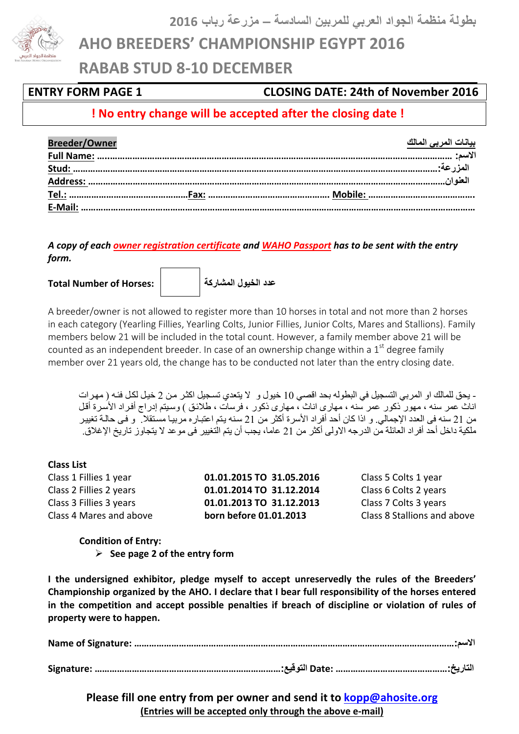# بطولة منظمة الجواد العربي للمربين السادسة – مزرعة رباب 2016

# AHO BREEDERS' CHAMPIONSHIP EGYPT 2016

# RABAB STUD 8-10 DECEMBER

**ENTRY FORM PAGE 1** **CLOSING DATE: 24th of November 2016**

**! No entry change will be accepted after the closing date !**

**Breeder/Owner** **بيانات المربى المالك**

**Full Name:** ………………………………………………………………………………………… **الاسم:**

**Stud:** …………………………………………………………………………………………**المزرعة:**

**Address:** …………………………………………………………………………………………**العنوان:**

**Tel.:** ………………………………**Fax:** ……………………………… **Mobile:** ………………………………

**E-Mail:** ……………………………………………………………………………………………………

***A copy of each owner registration certificate and WAHO Passport has to be sent with the entry form.***

**Total Number of Horses:** [ ] **عدد الخيول المشاركة**

A breeder/owner is not allowed to register more than 10 horses in total and not more than 2 horses in each category (Yearling Fillies, Yearling Colts, Junior Fillies, Junior Colts, Mares and Stallions). Family members below 21 will be included in the total count. However, a family member above 21 will be counted as an independent breeder. In case of an ownership change within a 1st degree family member over 21 years old, the change has to be conducted not later than the entry closing date.

- يحق للمالك او المربي التسجيل في البطوله بحد اقصي 10 خيول و لا يتعدي تسجيل اكثر من 2 خيل لكل فئه ( مهرات اناث عمر سنه ، مهور ذكور عمر سنه ، مهارى اناث ، مهارى ذكور ، فرسات ، طلائق ) وسيتم إدراج أفراد الأسرة أقل من 21 سنه فى العدد الإجمالي. و اذا كان أحد أفراد الأسرة أكثر من 21 سنه يتم اعتباره مربيا مستقلا. و فى حالة تغيير ملكية داخل أحد أفراد العائلة من الدرجه الاولى أكثر من 21 عاما، يجب أن يتم التغيير فى موعد لا يتجاوز تاريخ الإغلاق.

**Class List**

| | | |
|---|---|---|
| Class 1 Fillies 1 year | **01.01.2015 TO 31.05.2016** | Class 5 Colts 1 year |
| Class 2 Fillies 2 years | **01.01.2014 TO 31.12.2014** | Class 6 Colts 2 years |
| Class 3 Fillies 3 years | **01.01.2013 TO 31.12.2013** | Class 7 Colts 3 years |
| Class 4 Mares and above | **born before 01.01.2013** | Class 8 Stallions and above |

**Condition of Entry:**

- **See page 2 of the entry form**

**I the undersigned exhibitor, pledge myself to accept unreservedly the rules of the Breeders' Championship organized by the AHO. I declare that I bear full responsibility of the horses entered in the competition and accept possible penalties if breach of discipline or violation of rules of property were to happen.**

**Name of Signature:** …………………………………………………………………………………………**:الاسم**

**Signature:** ………………………………………………………**:التوقيع** **Date:** ……………………………………**:التاريخ**

**Please fill one entry from per owner and send it to kopp@ahosite.org**

**(Entries will be accepted only through the above e-mail)**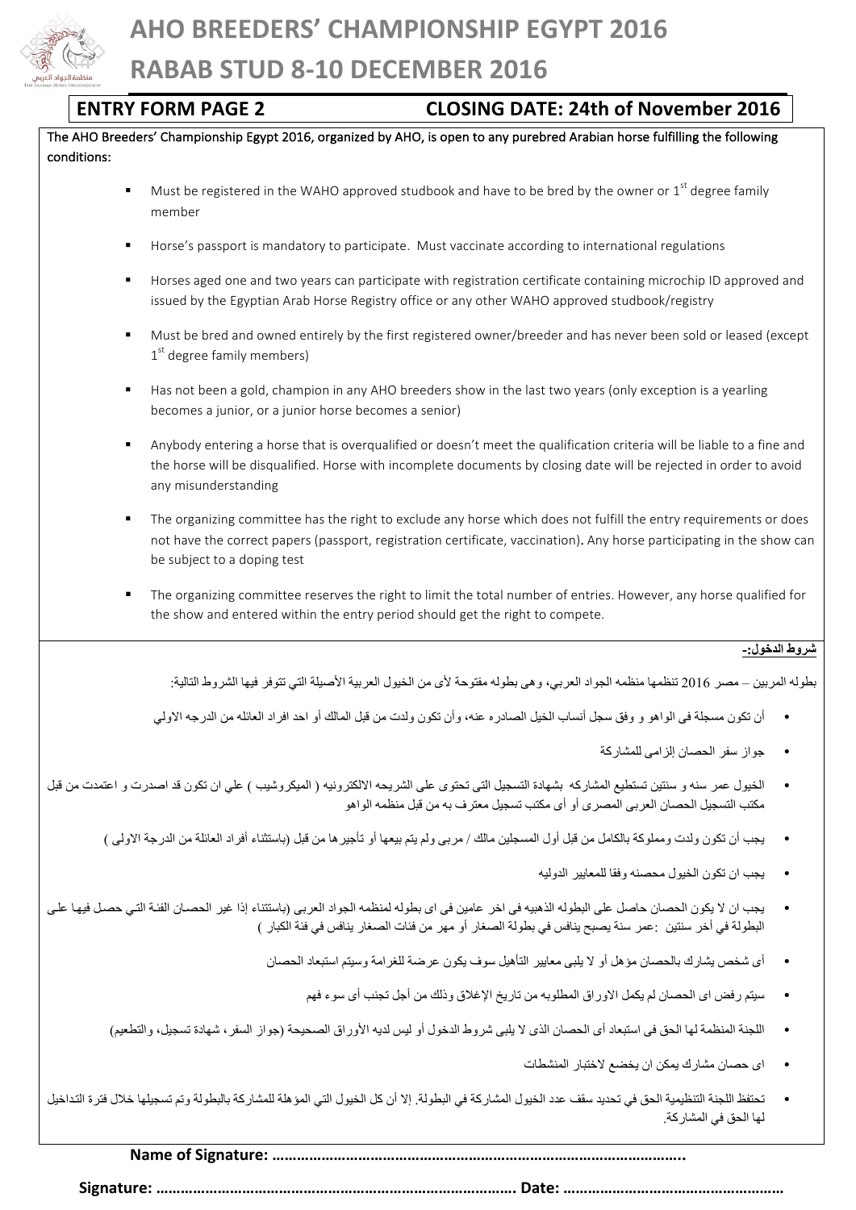# AHO BREEDERS' CHAMPIONSHIP EGYPT 2016

## RABAB STUD 8-10 DECEMBER 2016

**ENTRY FORM PAGE 2** **CLOSING DATE: 24th of November 2016**

The AHO Breeders' Championship Egypt 2016, organized by AHO, is open to any purebred Arabian horse fulfilling the following conditions:

- Must be registered in the WAHO approved studbook and have to be bred by the owner or 1st degree family member
- Horse's passport is mandatory to participate. Must vaccinate according to international regulations
- Horses aged one and two years can participate with registration certificate containing microchip ID approved and issued by the Egyptian Arab Horse Registry office or any other WAHO approved studbook/registry
- Must be bred and owned entirely by the first registered owner/breeder and has never been sold or leased (except 1st degree family members)
- Has not been a gold, champion in any AHO breeders show in the last two years (only exception is a yearling becomes a junior, or a junior horse becomes a senior)
- Anybody entering a horse that is overqualified or doesn't meet the qualification criteria will be liable to a fine and the horse will be disqualified. Horse with incomplete documents by closing date will be rejected in order to avoid any misunderstanding
- The organizing committee has the right to exclude any horse which does not fulfill the entry requirements or does not have the correct papers (passport, registration certificate, vaccination). Any horse participating in the show can be subject to a doping test
- The organizing committee reserves the right to limit the total number of entries. However, any horse qualified for the show and entered within the entry period should get the right to compete.

**شروط الدخول:-**

بطوله المربين – مصر 2016 تنظمها منظمه الجواد العربي، وهى بطوله مفتوحة لأى من الخيول العربية الأصيلة التي تتوفر فيها الشروط التالية:

- أن تكون مسجلة فى الواهو و وفق سجل أنساب الخيل الصادره عنه، وأن تكون ولدت من قبل المالك أو احد افراد العائله من الدرجه الاولي
- جواز سفر الحصان إلزامى للمشاركة
- الخيول عمر سنه و سنتين تستطيع المشاركه بشهادة التسجيل التى تحتوى على الشريحه الالكترونيه ( الميكروشيب ) علي ان تكون قد اصدرت و اعتمدت من قبل مكتب التسجيل الحصان العربى المصرى أو أى مكتب تسجيل معترف به من قبل منظمه الواهو
- يجب أن تكون ولدت ومملوكة بالكامل من قبل أول المسجلين مالك / مربى ولم يتم بيعها أو تأجيرها من قبل (باستثناء أفراد العائلة من الدرجة الاولى )
- يجب ان تكون الخيول محصنه وفقا للمعايير الدوليه
- يجب ان لا يكون الحصان حاصل على البطوله الذهبيه فى اخر عامين فى اى بطوله لمنظمه الجواد العربى (باستثناء إذا غير الحصان الفئة التي حصل فيها على البطولة في أخر سنتين :عمر سنة يصبح ينافس في بطولة الصغار أو مهر من فئات الصغار ينافس في فئة الكبار )
- أى شخص يشارك بالحصان مؤهل أو لا يلبى معايير التأهيل سوف يكون عرضة للغرامة وسيتم استبعاد الحصان
- سيتم رفض اى الحصان لم يكمل الاوراق المطلوبه من تاريخ الإغلاق وذلك من أجل تجنب أى سوء فهم
- اللجنة المنظمة لها الحق فى استبعاد أى الحصان الذى لا يلبى شروط الدخول أو ليس لديه الأوراق الصحيحة (جواز السفر، شهادة تسجيل، والتطعيم)
- اى حصان مشارك يمكن ان يخضع لاختبار المنشطات
- تحتفظ اللجنة التنظيمية الحق في تحديد سقف عدد الخيول المشاركة في البطولة. إلا أن كل الخيول التي المؤهلة للمشاركة بالبطولة وتم تسجيلها خلال فترة التداخيل لها الحق في المشاركة.

**Name of Signature: ………………………………………………………………………………………..**

**Signature: …………………………………………………………………………. Date: ……………………………………………**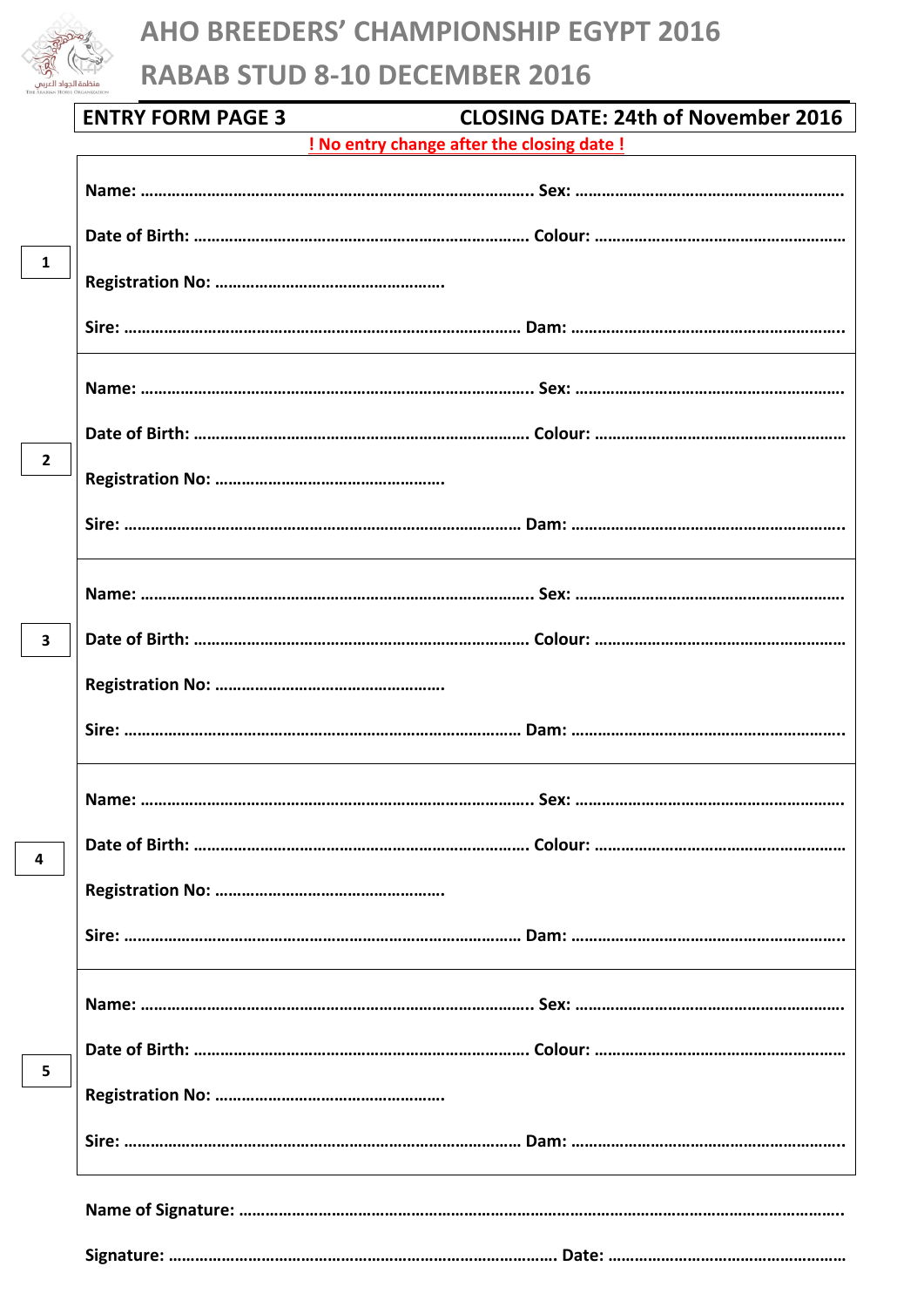# AHO BREEDERS' CHAMPIONSHIP EGYPT 2016

# RABAB STUD 8-10 DECEMBER 2016

**ENTRY FORM PAGE 3** **CLOSING DATE: 24th of November 2016**

**! No entry change after the closing date !**

**1**

**Name:** ……………………………………………………………………………… **Sex:** ……………………………………………………

**Date of Birth:** ………………………………………………………………… **Colour:** …………………………………………………

**Registration No:** ……………………………………………

**Sire:** ……………………………………………………………………………… **Dam:** ……………………………………………………

**2**

**Name:** ……………………………………………………………………………… **Sex:** ……………………………………………………

**Date of Birth:** ………………………………………………………………… **Colour:** …………………………………………………

**Registration No:** ……………………………………………

**Sire:** ……………………………………………………………………………… **Dam:** ……………………………………………………

**3**

**Name:** ……………………………………………………………………………… **Sex:** ……………………………………………………

**Date of Birth:** ………………………………………………………………… **Colour:** …………………………………………………

**Registration No:** ……………………………………………

**Sire:** ……………………………………………………………………………… **Dam:** ……………………………………………………

**4**

**Name:** ……………………………………………………………………………… **Sex:** ……………………………………………………

**Date of Birth:** ………………………………………………………………… **Colour:** …………………………………………………

**Registration No:** ……………………………………………

**Sire:** ……………………………………………………………………………… **Dam:** ……………………………………………………

**5**

**Name:** ……………………………………………………………………………… **Sex:** ……………………………………………………

**Date of Birth:** ………………………………………………………………… **Colour:** …………………………………………………

**Registration No:** ……………………………………………

**Sire:** ……………………………………………………………………………… **Dam:** ……………………………………………………

**Name of Signature:** ……………………………………………………………………………………………………………………

**Signature:** …………………………………………………………………………… **Date:** ……………………………………………